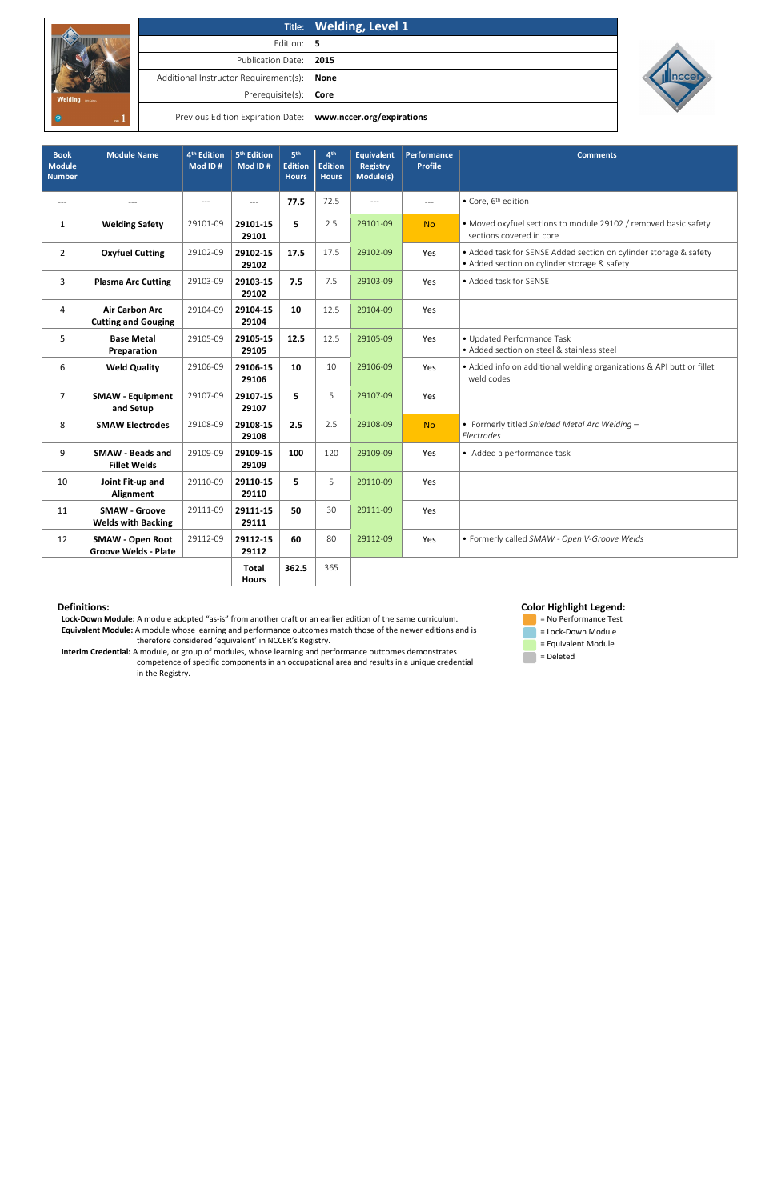| Title: | Welding, Level 1 |
|---|---|
| Edition: | 5 |
| Publication Date: | 2015 |
| Additional Instructor Requirement(s): | None |
| Prerequisite(s): | Core |
| Previous Edition Expiration Date: | www.nccer.org/expirations |

| Book Module Number | Module Name | 4th Edition Mod ID # | 5th Edition Mod ID # | 5th Edition Hours | 4th Edition Hours | Equivalent Registry Module(s) | Performance Profile | Comments |
|---|---|---|---|---|---|---|---|---|
| --- | --- | --- | --- | **77.5** | 72.5 | --- | --- | • Core, 6th edition |
| 1 | **Welding Safety** | 29101-09 | **29101-15 29101** | **5** | 2.5 | 29101-09 | No | • Moved oxyfuel sections to module 29102 / removed basic safety sections covered in core |
| 2 | **Oxyfuel Cutting** | 29102-09 | **29102-15 29102** | **17.5** | 17.5 | 29102-09 | Yes | • Added task for SENSE Added section on cylinder storage & safety<br>• Added section on cylinder storage & safety |
| 3 | **Plasma Arc Cutting** | 29103-09 | **29103-15 29102** | **7.5** | 7.5 | 29103-09 | Yes | • Added task for SENSE |
| 4 | **Air Carbon Arc Cutting and Gouging** | 29104-09 | **29104-15 29104** | **10** | 12.5 | 29104-09 | Yes | |
| 5 | **Base Metal Preparation** | 29105-09 | **29105-15 29105** | **12.5** | 12.5 | 29105-09 | Yes | • Updated Performance Task<br>• Added section on steel & stainless steel |
| 6 | **Weld Quality** | 29106-09 | **29106-15 29106** | **10** | 10 | 29106-09 | Yes | • Added info on additional welding organizations & API butt or fillet weld codes |
| 7 | **SMAW - Equipment and Setup** | 29107-09 | **29107-15 29107** | **5** | 5 | 29107-09 | Yes | |
| 8 | **SMAW Electrodes** | 29108-09 | **29108-15 29108** | **2.5** | 2.5 | 29108-09 | No | • Formerly titled *Shielded Metal Arc Welding – Electrodes* |
| 9 | **SMAW - Beads and Fillet Welds** | 29109-09 | **29109-15 29109** | **100** | 120 | 29109-09 | Yes | • Added a performance task |
| 10 | **Joint Fit-up and Alignment** | 29110-09 | **29110-15 29110** | **5** | 5 | 29110-09 | Yes | |
| 11 | **SMAW - Groove Welds with Backing** | 29111-09 | **29111-15 29111** | **50** | 30 | 29111-09 | Yes | |
| 12 | **SMAW - Open Root Groove Welds - Plate** | 29112-09 | **29112-15 29112** | **60** | 80 | 29112-09 | Yes | • Formerly called *SMAW - Open V-Groove Welds* |
| | | | **Total Hours** | **362.5** | 365 | | | |

**Definitions:**

**Lock-Down Module:** A module adopted "as-is" from another craft or an earlier edition of the same curriculum.

**Equivalent Module:** A module whose learning and performance outcomes match those of the newer editions and is therefore considered 'equivalent' in NCCER's Registry.

**Interim Credential:** A module, or group of modules, whose learning and performance outcomes demonstrates competence of specific components in an occupational area and results in a unique credential in the Registry.

**Color Highlight Legend:**

- = No Performance Test
- = Lock-Down Module
- = Equivalent Module
- = Deleted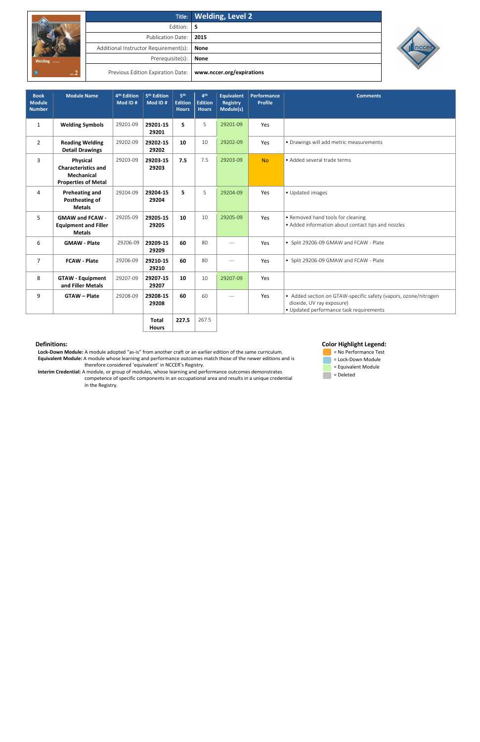| Title: | Welding, Level 2 |
|---|---|
| Edition: | 5 |
| Publication Date: | 2015 |
| Additional Instructor Requirement(s): | None |
| Prerequisite(s): | None |
| Previous Edition Expiration Date: | www.nccer.org/expirations |

| Book Module Number | Module Name | 4th Edition Mod ID # | 5th Edition Mod ID # | 5th Edition Hours | 4th Edition Hours | Equivalent Registry Module(s) | Performance Profile | Comments |
|---|---|---|---|---|---|---|---|---|
| 1 | **Welding Symbols** | 29201-09 | **29201-15 29201** | **5** | 5 | 29201-09 | Yes | |
| 2 | **Reading Welding Detail Drawings** | 29202-09 | **29202-15 29202** | **10** | 10 | 29202-09 | Yes | • Drawings will add metric measurements |
| 3 | **Physical Characteristics and Mechanical Properties of Metal** | 29203-09 | **29203-15 29203** | **7.5** | 7.5 | 29203-09 | No | • Added several trade terms |
| 4 | **Preheating and Postheating of Metals** | 29204-09 | **29204-15 29204** | **5** | 5 | 29204-09 | Yes | • Updated images |
| 5 | **GMAW and FCAW - Equipment and Filler Metals** | 29205-09 | **29205-15 29205** | **10** | 10 | 29205-09 | Yes | • Removed hand tools for cleaning<br>• Added information about contact tips and nozzles |
| 6 | **GMAW - Plate** | 29206-09 | **29209-15 29209** | **60** | 80 | --- | Yes | • Split 29206-09 GMAW and FCAW - Plate |
| 7 | **FCAW - Plate** | 29206-09 | **29210-15 29210** | **60** | 80 | --- | Yes | • Split 29206-09 GMAW and FCAW - Plate |
| 8 | **GTAW - Equipment and Filler Metals** | 29207-09 | **29207-15 29207** | **10** | 10 | 29207-09 | Yes | |
| 9 | **GTAW – Plate** | 29208-09 | **29208-15 29208** | **60** | 60 | --- | Yes | • Added section on GTAW-specific safety (vapors, ozone/nitrogen dioxide, UV ray exposure)<br>• Updated performance task requirements |
| | | | **Total Hours** | **227.5** | 267.5 | | | |

**Definitions:**

**Lock-Down Module:** A module adopted "as-is" from another craft or an earlier edition of the same curriculum.

**Equivalent Module:** A module whose learning and performance outcomes match those of the newer editions and is therefore considered 'equivalent' in NCCER's Registry.

**Interim Credential:** A module, or group of modules, whose learning and performance outcomes demonstrates competence of specific components in an occupational area and results in a unique credential in the Registry.

**Color Highlight Legend:**

- = No Performance Test
- = Lock-Down Module
- = Equivalent Module
- = Deleted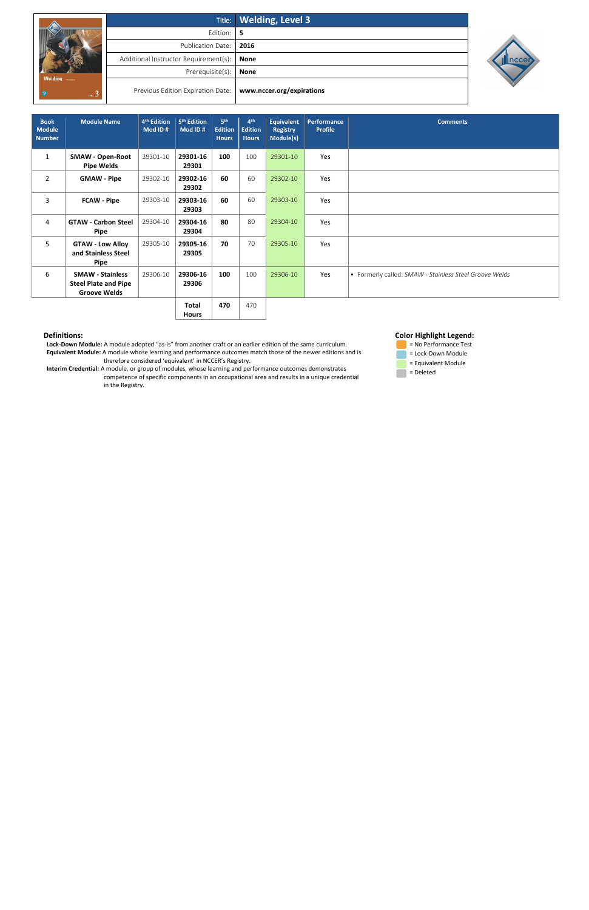| Title: | **Welding, Level 3** |
|---|---|
| Edition: | **5** |
| Publication Date: | **2016** |
| Additional Instructor Requirement(s): | **None** |
| Prerequisite(s): | **None** |
| Previous Edition Expiration Date: | **www.nccer.org/expirations** |

| Book Module Number | Module Name | 4th Edition Mod ID # | 5th Edition Mod ID # | 5th Edition Hours | 4th Edition Hours | Equivalent Registry Module(s) | Performance Profile | Comments |
|---|---|---|---|---|---|---|---|---|
| 1 | **SMAW - Open-Root Pipe Welds** | 29301-10 | **29301-16 29301** | **100** | 100 | 29301-10 | Yes | |
| 2 | **GMAW - Pipe** | 29302-10 | **29302-16 29302** | **60** | 60 | 29302-10 | Yes | |
| 3 | **FCAW - Pipe** | 29303-10 | **29303-16 29303** | **60** | 60 | 29303-10 | Yes | |
| 4 | **GTAW - Carbon Steel Pipe** | 29304-10 | **29304-16 29304** | **80** | 80 | 29304-10 | Yes | |
| 5 | **GTAW - Low Alloy and Stainless Steel Pipe** | 29305-10 | **29305-16 29305** | **70** | 70 | 29305-10 | Yes | |
| 6 | **SMAW - Stainless Steel Plate and Pipe Groove Welds** | 29306-10 | **29306-16 29306** | **100** | 100 | 29306-10 | Yes | • Formerly called: *SMAW - Stainless Steel Groove Welds* |
| | | | **Total Hours** | **470** | 470 | | | |

**Definitions:**

**Lock-Down Module:** A module adopted "as-is" from another craft or an earlier edition of the same curriculum.

**Equivalent Module:** A module whose learning and performance outcomes match those of the newer editions and is therefore considered 'equivalent' in NCCER's Registry.

**Interim Credential:** A module, or group of modules, whose learning and performance outcomes demonstrates competence of specific components in an occupational area and results in a unique credential in the Registry.

**Color Highlight Legend:**

- = No Performance Test
- = Lock-Down Module
- = Equivalent Module
- = Deleted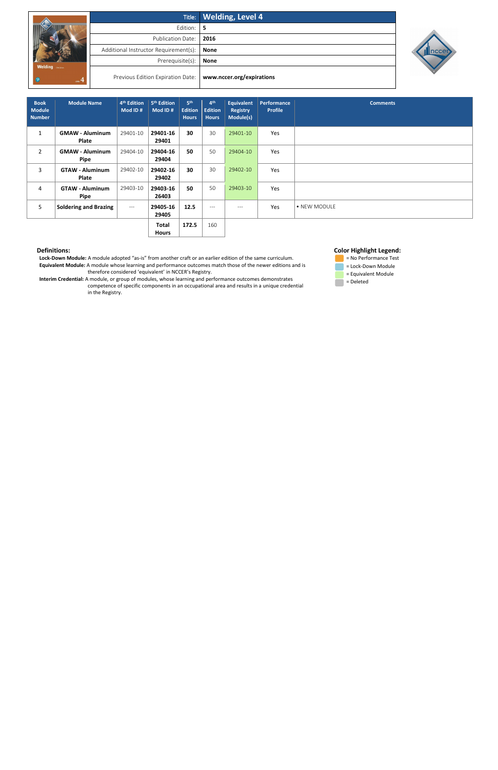| | |
|---|---|
| Title: | **Welding, Level 4** |
| Edition: | **5** |
| Publication Date: | **2016** |
| Additional Instructor Requirement(s): | **None** |
| Prerequisite(s): | **None** |
| Previous Edition Expiration Date: | **www.nccer.org/expirations** |

| Book Module Number | Module Name | 4th Edition Mod ID # | 5th Edition Mod ID # | 5th Edition Hours | 4th Edition Hours | Equivalent Registry Module(s) | Performance Profile | Comments |
|---|---|---|---|---|---|---|---|---|
| 1 | **GMAW - Aluminum Plate** | 29401-10 | **29401-16 29401** | **30** | 30 | 29401-10 | Yes | |
| 2 | **GMAW - Aluminum Pipe** | 29404-10 | **29404-16 29404** | **50** | 50 | 29404-10 | Yes | |
| 3 | **GTAW - Aluminum Plate** | 29402-10 | **29402-16 29402** | **30** | 30 | 29402-10 | Yes | |
| 4 | **GTAW - Aluminum Pipe** | 29403-10 | **29403-16 26403** | **50** | 50 | 29403-10 | Yes | |
| 5 | **Soldering and Brazing** | --- | **29405-16 29405** | **12.5** | --- | --- | Yes | • NEW MODULE |
| | | | **Total Hours** | **172.5** | 160 | | | |

**Definitions:**

**Lock-Down Module:** A module adopted "as-is" from another craft or an earlier edition of the same curriculum.

**Equivalent Module:** A module whose learning and performance outcomes match those of the newer editions and is therefore considered 'equivalent' in NCCER's Registry.

**Interim Credential:** A module, or group of modules, whose learning and performance outcomes demonstrates competence of specific components in an occupational area and results in a unique credential in the Registry.

**Color Highlight Legend:**

= No Performance Test

= Lock-Down Module

= Equivalent Module

= Deleted